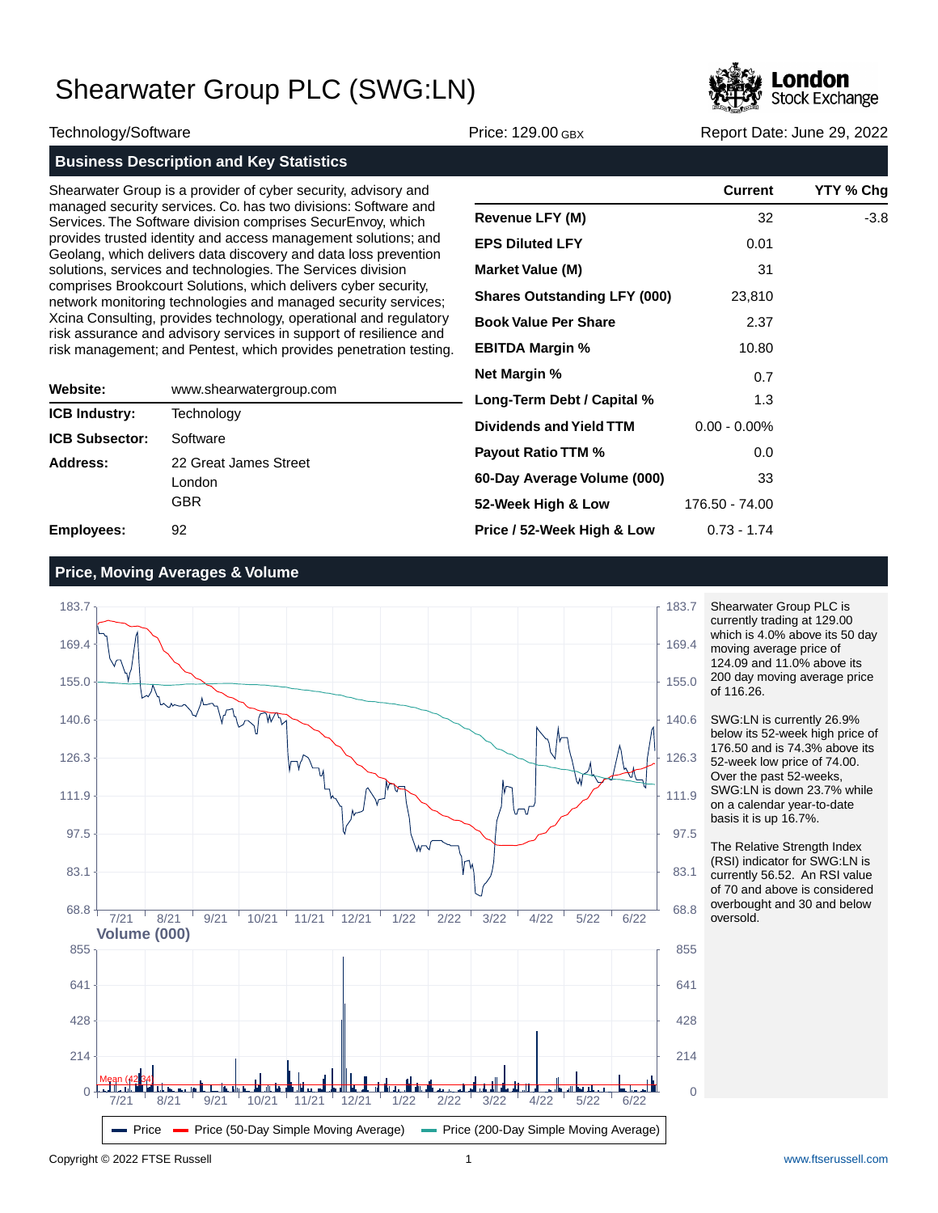# Shearwater Group PLC (SWG:LN)

Technology/Software | Price: 129.00 GBX | Report Date: June 29, 2022

## Business Description and Key Statistics

Shearwater Group is a provider of cyber security, advisory and managed security services. Co. has two divisions: Software and Services. The Software division comprises SecurEnvoy, which provides trusted identity and access management solutions; and Geolang, which delivers data discovery and data loss prevention solutions, services and technologies. The Services division comprises Brookcourt Solutions, which delivers cyber security, network monitoring technologies and managed security services; Xcina Consulting, provides technology, operational and regulatory risk assurance and advisory services in support of resilience and risk management; and Pentest, which provides penetration testing.

| | |
|---|---|
| **Website:** | www.shearwatergroup.com |
| **ICB Industry:** | Technology |
| **ICB Subsector:** | Software |
| **Address:** | 22 Great James Street<br>London<br>GBR |
| **Employees:** | 92 |

| | Current | YTY % Chg |
|---|---|---|
| **Revenue LFY (M)** | 32 | -3.8 |
| **EPS Diluted LFY** | 0.01 | |
| **Market Value (M)** | 31 | |
| **Shares Outstanding LFY (000)** | 23,810 | |
| **Book Value Per Share** | 2.37 | |
| **EBITDA Margin %** | 10.80 | |
| **Net Margin %** | 0.7 | |
| **Long-Term Debt / Capital %** | 1.3 | |
| **Dividends and Yield TTM** | 0.00 - 0.00% | |
| **Payout Ratio TTM %** | 0.0 | |
| **60-Day Average Volume (000)** | 33 | |
| **52-Week High & Low** | 176.50 - 74.00 | |
| **Price / 52-Week High & Low** | 0.73 - 1.74 | |

## Price, Moving Averages & Volume

Shearwater Group PLC is currently trading at 129.00 which is 4.0% above its 50 day moving average price of 124.09 and 11.0% above its 200 day moving average price of 116.26.

SWG:LN is currently 26.9% below its 52-week high price of 176.50 and is 74.3% above its 52-week low price of 74.00. Over the past 52-weeks, SWG:LN is down 23.7% while on a calendar year-to-date basis it is up 16.7%.

The Relative Strength Index (RSI) indicator for SWG:LN is currently 56.52. An RSI value of 70 and above is considered overbought and 30 and below oversold.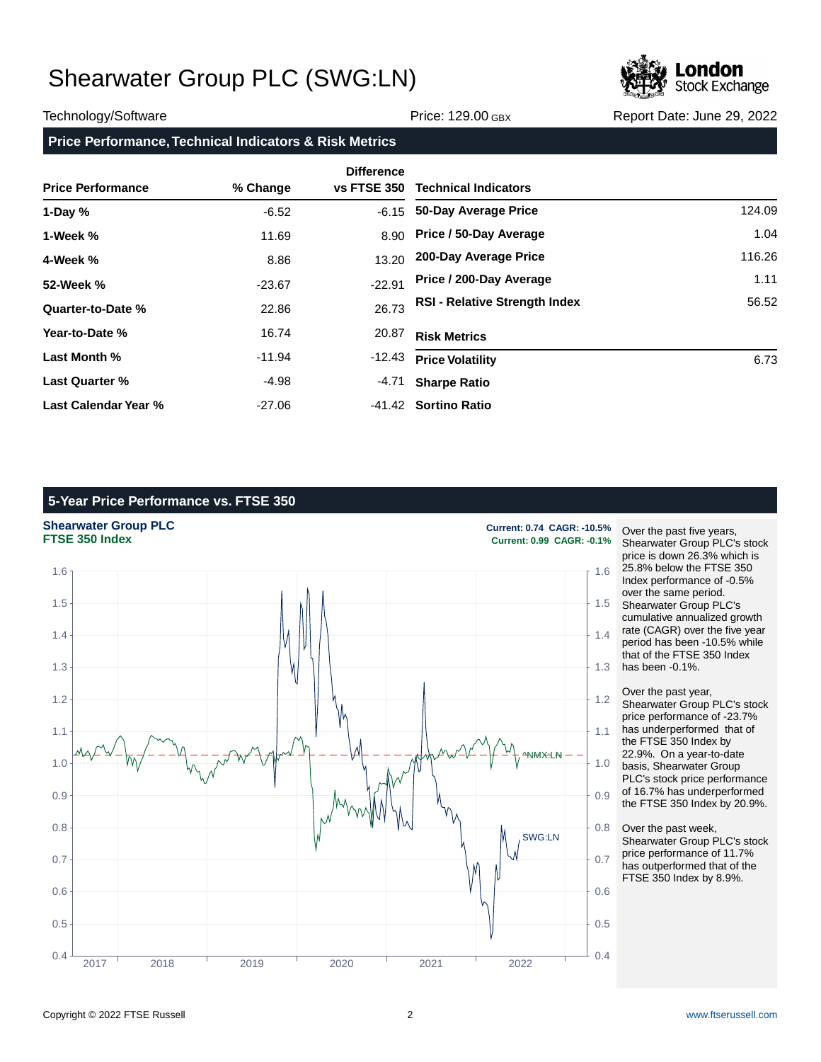# Shearwater Group PLC (SWG:LN)

Technology/Software | Price: 129.00 GBX | Report Date: June 29, 2022

## Price Performance, Technical Indicators & Risk Metrics

| Price Performance | % Change | Difference vs FTSE 350 |
|---|---|---|
| **1-Day %** | -6.52 | -6.15 |
| **1-Week %** | 11.69 | 8.90 |
| **4-Week %** | 8.86 | 13.20 |
| **52-Week %** | -23.67 | -22.91 |
| **Quarter-to-Date %** | 22.86 | 26.73 |
| **Year-to-Date %** | 16.74 | 20.87 |
| **Last Month %** | -11.94 | -12.43 |
| **Last Quarter %** | -4.98 | -4.71 |
| **Last Calendar Year %** | -27.06 | -41.42 |

| Technical Indicators | |
|---|---|
| **50-Day Average Price** | 124.09 |
| **Price / 50-Day Average** | 1.04 |
| **200-Day Average Price** | 116.26 |
| **Price / 200-Day Average** | 1.11 |
| **RSI - Relative Strength Index** | 56.52 |

| Risk Metrics | |
|---|---|
| **Price Volatility** | 6.73 |
| **Sharpe Ratio** | |
| **Sortino Ratio** | |

## 5-Year Price Performance vs. FTSE 350

**Shearwater Group PLC** — Current: 0.74 CAGR: -10.5%
**FTSE 350 Index** — Current: 0.99 CAGR: -0.1%

Over the past five years, Shearwater Group PLC's stock price is down 26.3% which is 25.8% below the FTSE 350 Index performance of -0.5% over the same period. Shearwater Group PLC's cumulative annualized growth rate (CAGR) over the five year period has been -10.5% while that of the FTSE 350 Index has been -0.1%.

Over the past year, Shearwater Group PLC's stock price performance of -23.7% has underperformed that of the FTSE 350 Index by 22.9%. On a year-to-date basis, Shearwater Group PLC's stock price performance of 16.7% has underperformed the FTSE 350 Index by 20.9%.

Over the past week, Shearwater Group PLC's stock price performance of 11.7% has outperformed that of the FTSE 350 Index by 8.9%.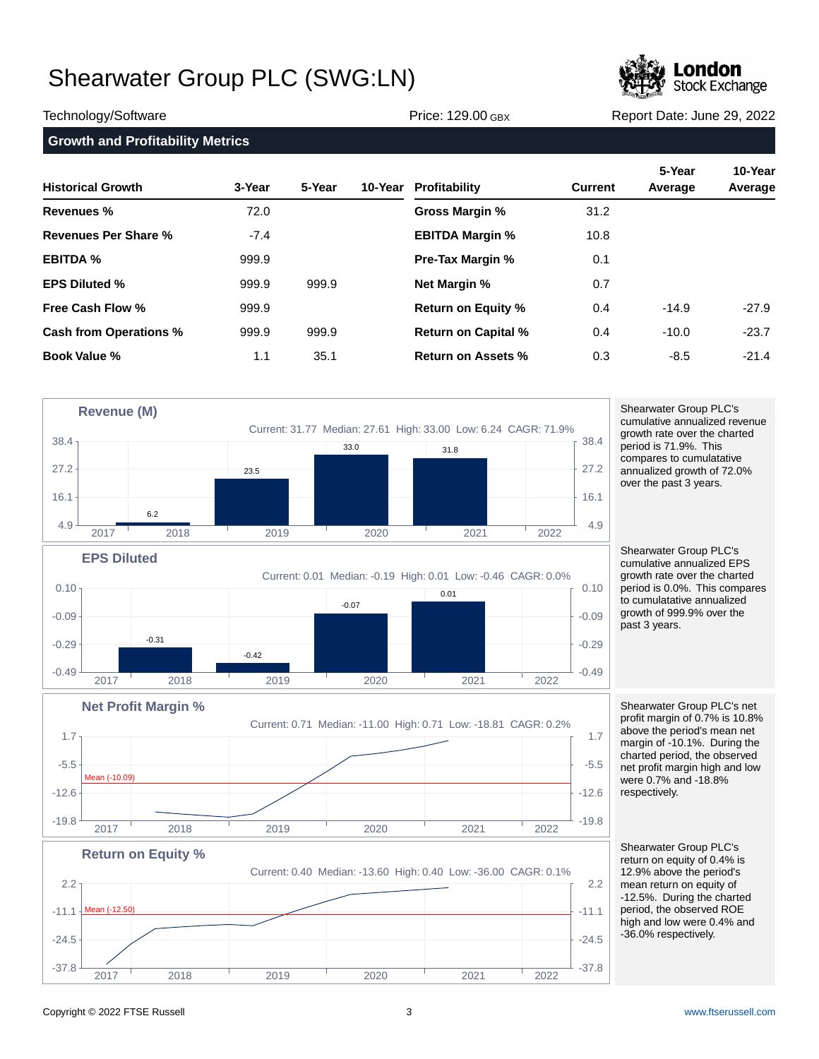# Shearwater Group PLC (SWG:LN)

Technology/Software | Price: 129.00 GBX | Report Date: June 29, 2022

## Growth and Profitability Metrics

| Historical Growth | 3-Year | 5-Year | 10-Year |
|---|---|---|---|
| Revenues % | 72.0 | | |
| Revenues Per Share % | -7.4 | | |
| EBITDA % | 999.9 | | |
| EPS Diluted % | 999.9 | 999.9 | |
| Free Cash Flow % | 999.9 | | |
| Cash from Operations % | 999.9 | 999.9 | |
| Book Value % | 1.1 | 35.1 | |

| Profitability | Current | 5-Year Average | 10-Year Average |
|---|---|---|---|
| Gross Margin % | 31.2 | | |
| EBITDA Margin % | 10.8 | | |
| Pre-Tax Margin % | 0.1 | | |
| Net Margin % | 0.7 | | |
| Return on Equity % | 0.4 | -14.9 | -27.9 |
| Return on Capital % | 0.4 | -10.0 | -23.7 |
| Return on Assets % | 0.3 | -8.5 | -21.4 |

### Revenue (M)

Current: 31.77 Median: 27.61 High: 33.00 Low: 6.24 CAGR: 71.9%

| 2018 | 2019 | 2020 | 2021 |
|---|---|---|---|
| 6.2 | 23.5 | 33.0 | 31.8 |

Shearwater Group PLC's cumulative annualized revenue growth rate over the charted period is 71.9%. This compares to cumulatative annualized growth of 72.0% over the past 3 years.

### EPS Diluted

Current: 0.01 Median: -0.19 High: 0.01 Low: -0.46 CAGR: 0.0%

| 2018 | 2019 | 2020 | 2021 |
|---|---|---|---|
| -0.31 | -0.42 | -0.07 | 0.01 |

Shearwater Group PLC's cumulative annualized EPS growth rate over the charted period is 0.0%. This compares to cumulatative annualized growth of 999.9% over the past 3 years.

### Net Profit Margin %

Current: 0.71 Median: -11.00 High: 0.71 Low: -18.81 CAGR: 0.2%

Mean (-10.09)

Shearwater Group PLC's net profit margin of 0.7% is 10.8% above the period's mean net margin of -10.1%. During the charted period, the observed net profit margin high and low were 0.7% and -18.8% respectively.

### Return on Equity %

Current: 0.40 Median: -13.60 High: 0.40 Low: -36.00 CAGR: 0.1%

Mean (-12.50)

Shearwater Group PLC's return on equity of 0.4% is 12.9% above the period's mean return on equity of -12.5%. During the charted period, the observed ROE high and low were 0.4% and -36.0% respectively.

Copyright © 2022 FTSE Russell | www.ftserussell.com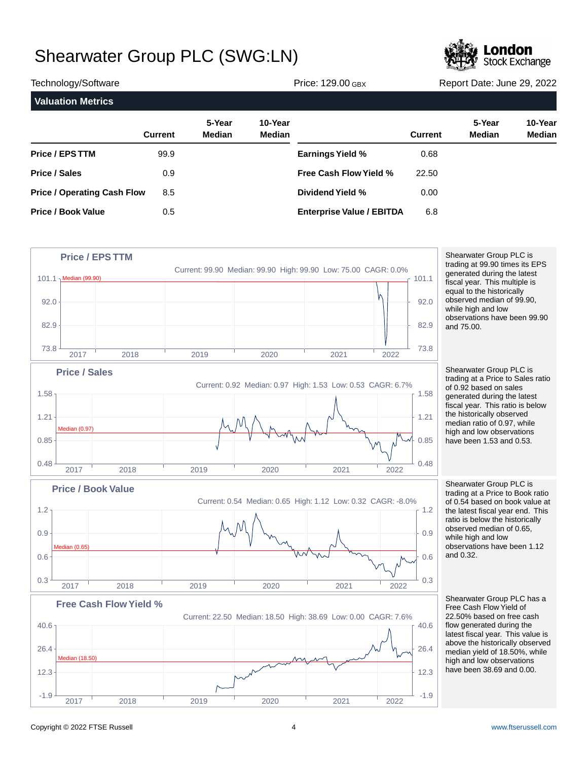# Shearwater Group PLC (SWG:LN)

Technology/Software | Price: 129.00 GBX | Report Date: June 29, 2022

## Valuation Metrics

| | Current | 5-Year Median | 10-Year Median | | Current | 5-Year Median | 10-Year Median |
|---|---|---|---|---|---|---|---|
| **Price / EPS TTM** | 99.9 | | | **Earnings Yield %** | 0.68 | | |
| **Price / Sales** | 0.9 | | | **Free Cash Flow Yield %** | 22.50 | | |
| **Price / Operating Cash Flow** | 8.5 | | | **Dividend Yield %** | 0.00 | | |
| **Price / Book Value** | 0.5 | | | **Enterprise Value / EBITDA** | 6.8 | | |

### Price / EPS TTM

Current: 99.90 Median: 99.90 High: 99.90 Low: 75.00 CAGR: 0.0%

Shearwater Group PLC is trading at 99.90 times its EPS generated during the latest fiscal year. This multiple is equal to the historically observed median of 99.90, while high and low observations have been 99.90 and 75.00.

### Price / Sales

Current: 0.92 Median: 0.97 High: 1.53 Low: 0.53 CAGR: 6.7%

Shearwater Group PLC is trading at a Price to Sales ratio of 0.92 based on sales generated during the latest fiscal year. This ratio is below the historically observed median ratio of 0.97, while high and low observations have been 1.53 and 0.53.

### Price / Book Value

Current: 0.54 Median: 0.65 High: 1.12 Low: 0.32 CAGR: -8.0%

Shearwater Group PLC is trading at a Price to Book ratio of 0.54 based on book value at the latest fiscal year end. This ratio is below the historically observed median of 0.65, while high and low observations have been 1.12 and 0.32.

### Free Cash Flow Yield %

Current: 22.50 Median: 18.50 High: 38.69 Low: 0.00 CAGR: 7.6%

Shearwater Group PLC has a Free Cash Flow Yield of 22.50% based on free cash flow generated during the latest fiscal year. This value is above the historically observed median yield of 18.50%, while high and low observations have been 38.69 and 0.00.

Copyright © 2022 FTSE Russell

www.ftserussell.com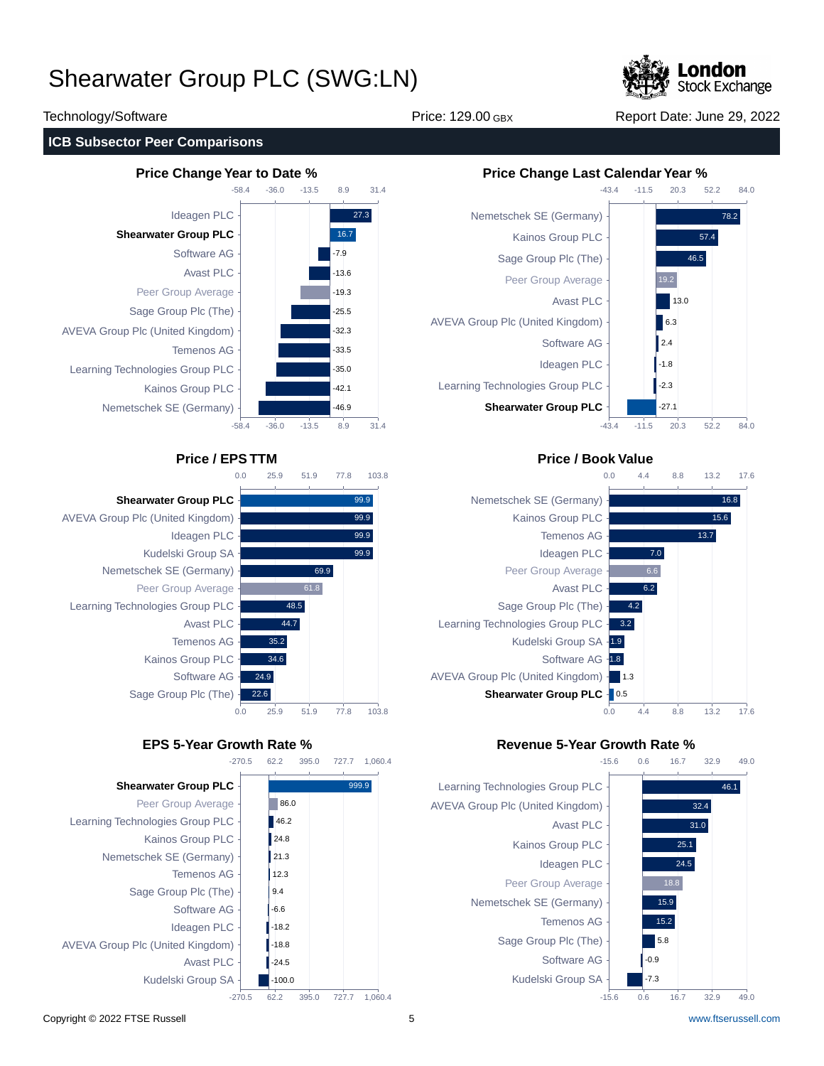# Shearwater Group PLC (SWG:LN)

Technology/Software | Price: 129.00 GBX | Report Date: June 29, 2022

## ICB Subsector Peer Comparisons

### Price Change Year to Date %

| Company | Value |
|---|---|
| Ideagen PLC | 27.3 |
| **Shearwater Group PLC** | 16.7 |
| Software AG | -7.9 |
| Avast PLC | -13.6 |
| Peer Group Average | -19.3 |
| Sage Group Plc (The) | -25.5 |
| AVEVA Group Plc (United Kingdom) | -32.3 |
| Temenos AG | -33.5 |
| Learning Technologies Group PLC | -35.0 |
| Kainos Group PLC | -42.1 |
| Nemetschek SE (Germany) | -46.9 |

### Price Change Last Calendar Year %

| Company | Value |
|---|---|
| Nemetschek SE (Germany) | 78.2 |
| Kainos Group PLC | 57.4 |
| Sage Group Plc (The) | 46.5 |
| Peer Group Average | 19.2 |
| Avast PLC | 13.0 |
| AVEVA Group Plc (United Kingdom) | 6.3 |
| Software AG | 2.4 |
| Ideagen PLC | -1.8 |
| Learning Technologies Group PLC | -2.3 |
| **Shearwater Group PLC** | -27.1 |

### Price / EPS TTM

| Company | Value |
|---|---|
| **Shearwater Group PLC** | 99.9 |
| AVEVA Group Plc (United Kingdom) | 99.9 |
| Ideagen PLC | 99.9 |
| Kudelski Group SA | 99.9 |
| Nemetschek SE (Germany) | 69.9 |
| Peer Group Average | 61.8 |
| Learning Technologies Group PLC | 48.5 |
| Avast PLC | 44.7 |
| Temenos AG | 35.2 |
| Kainos Group PLC | 34.6 |
| Software AG | 24.9 |
| Sage Group Plc (The) | 22.6 |

### Price / Book Value

| Company | Value |
|---|---|
| Nemetschek SE (Germany) | 16.8 |
| Kainos Group PLC | 15.6 |
| Temenos AG | 13.7 |
| Ideagen PLC | 7.0 |
| Peer Group Average | 6.6 |
| Avast PLC | 6.2 |
| Sage Group Plc (The) | 4.2 |
| Learning Technologies Group PLC | 3.2 |
| Kudelski Group SA | 1.9 |
| Software AG | 1.8 |
| AVEVA Group Plc (United Kingdom) | 1.3 |
| **Shearwater Group PLC** | 0.5 |

### EPS 5-Year Growth Rate %

| Company | Value |
|---|---|
| **Shearwater Group PLC** | 999.9 |
| Peer Group Average | 86.0 |
| Learning Technologies Group PLC | 46.2 |
| Kainos Group PLC | 24.8 |
| Nemetschek SE (Germany) | 21.3 |
| Temenos AG | 12.3 |
| Sage Group Plc (The) | 9.4 |
| Software AG | -6.6 |
| Ideagen PLC | -18.2 |
| AVEVA Group Plc (United Kingdom) | -18.8 |
| Avast PLC | -24.5 |
| Kudelski Group SA | -100.0 |

### Revenue 5-Year Growth Rate %

| Company | Value |
|---|---|
| Learning Technologies Group PLC | 46.1 |
| AVEVA Group Plc (United Kingdom) | 32.4 |
| Avast PLC | 31.0 |
| Kainos Group PLC | 25.1 |
| Ideagen PLC | 24.5 |
| Peer Group Average | 18.8 |
| Nemetschek SE (Germany) | 15.9 |
| Temenos AG | 15.2 |
| Sage Group Plc (The) | 5.8 |
| Software AG | -0.9 |
| Kudelski Group SA | -7.3 |

Copyright © 2022 FTSE Russell | www.ftserussell.com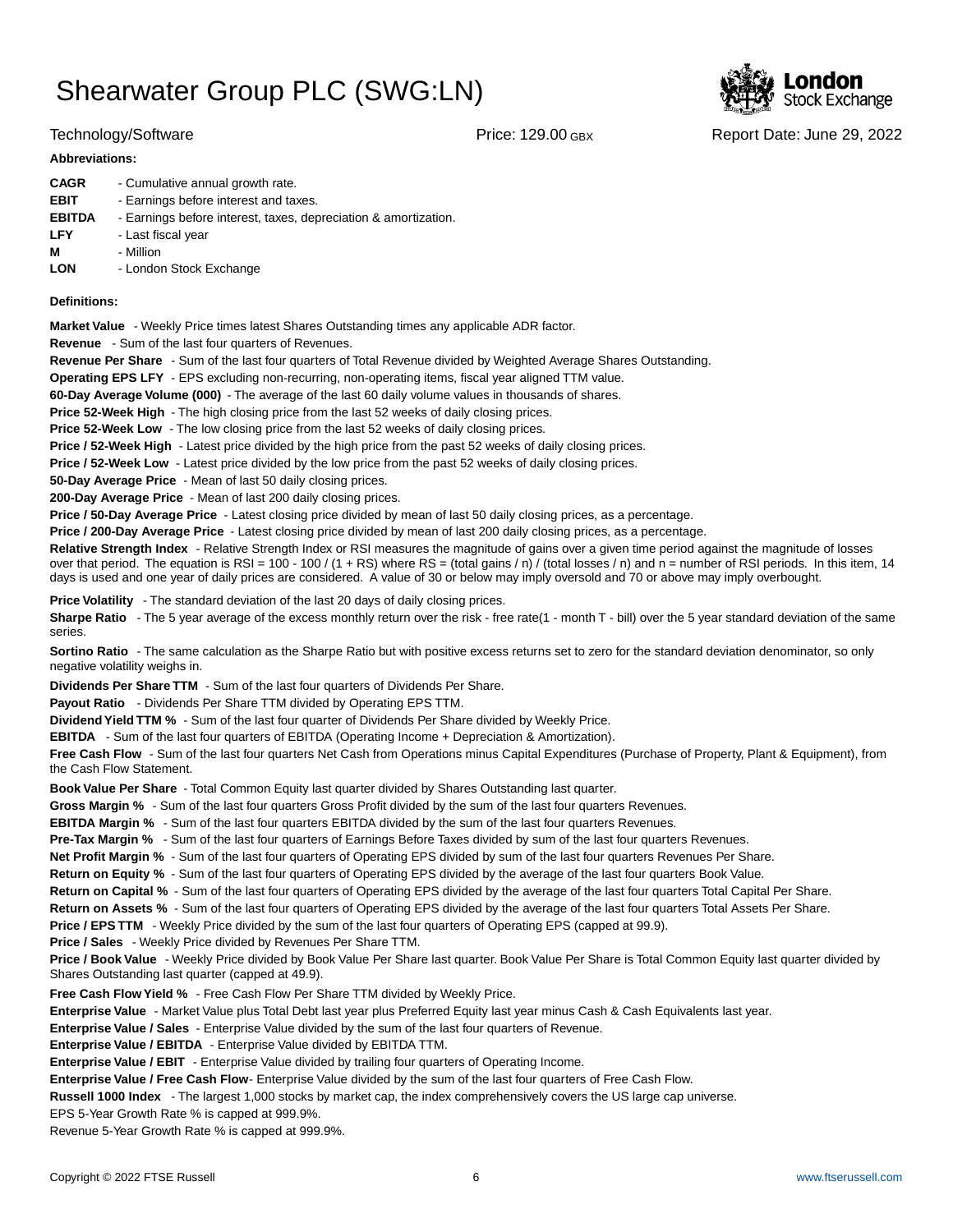# Shearwater Group PLC (SWG:LN)

Technology/Software | Price: 129.00 GBX | Report Date: June 29, 2022

**Abbreviations:**

| | |
|---|---|
| **CAGR** | - Cumulative annual growth rate. |
| **EBIT** | - Earnings before interest and taxes. |
| **EBITDA** | - Earnings before interest, taxes, depreciation & amortization. |
| **LFY** | - Last fiscal year |
| **M** | - Million |
| **LON** | - London Stock Exchange |

**Definitions:**

**Market Value** - Weekly Price times latest Shares Outstanding times any applicable ADR factor.

**Revenue** - Sum of the last four quarters of Revenues.

**Revenue Per Share** - Sum of the last four quarters of Total Revenue divided by Weighted Average Shares Outstanding.

**Operating EPS LFY** - EPS excluding non-recurring, non-operating items, fiscal year aligned TTM value.

**60-Day Average Volume (000)** - The average of the last 60 daily volume values in thousands of shares.

**Price 52-Week High** - The high closing price from the last 52 weeks of daily closing prices.

**Price 52-Week Low** - The low closing price from the last 52 weeks of daily closing prices.

**Price / 52-Week High** - Latest price divided by the high price from the past 52 weeks of daily closing prices.

**Price / 52-Week Low** - Latest price divided by the low price from the past 52 weeks of daily closing prices.

**50-Day Average Price** - Mean of last 50 daily closing prices.

**200-Day Average Price** - Mean of last 200 daily closing prices.

**Price / 50-Day Average Price** - Latest closing price divided by mean of last 50 daily closing prices, as a percentage.

**Price / 200-Day Average Price** - Latest closing price divided by mean of last 200 daily closing prices, as a percentage.

**Relative Strength Index** - Relative Strength Index or RSI measures the magnitude of gains over a given time period against the magnitude of losses over that period. The equation is RSI = 100 - 100 / (1 + RS) where RS = (total gains / n) / (total losses / n) and n = number of RSI periods. In this item, 14 days is used and one year of daily prices are considered. A value of 30 or below may imply oversold and 70 or above may imply overbought.

**Price Volatility** - The standard deviation of the last 20 days of daily closing prices.

**Sharpe Ratio** - The 5 year average of the excess monthly return over the risk - free rate(1 - month T - bill) over the 5 year standard deviation of the same series.

**Sortino Ratio** - The same calculation as the Sharpe Ratio but with positive excess returns set to zero for the standard deviation denominator, so only negative volatility weighs in.

**Dividends Per Share TTM** - Sum of the last four quarters of Dividends Per Share.

**Payout Ratio** - Dividends Per Share TTM divided by Operating EPS TTM.

**Dividend Yield TTM %** - Sum of the last four quarter of Dividends Per Share divided by Weekly Price.

**EBITDA** - Sum of the last four quarters of EBITDA (Operating Income + Depreciation & Amortization).

**Free Cash Flow** - Sum of the last four quarters Net Cash from Operations minus Capital Expenditures (Purchase of Property, Plant & Equipment), from the Cash Flow Statement.

**Book Value Per Share** - Total Common Equity last quarter divided by Shares Outstanding last quarter.

**Gross Margin %** - Sum of the last four quarters Gross Profit divided by the sum of the last four quarters Revenues.

**EBITDA Margin %** - Sum of the last four quarters EBITDA divided by the sum of the last four quarters Revenues.

**Pre-Tax Margin %** - Sum of the last four quarters of Earnings Before Taxes divided by sum of the last four quarters Revenues.

**Net Profit Margin %** - Sum of the last four quarters of Operating EPS divided by sum of the last four quarters Revenues Per Share.

**Return on Equity %** - Sum of the last four quarters of Operating EPS divided by the average of the last four quarters Book Value.

**Return on Capital %** - Sum of the last four quarters of Operating EPS divided by the average of the last four quarters Total Capital Per Share.

**Return on Assets %** - Sum of the last four quarters of Operating EPS divided by the average of the last four quarters Total Assets Per Share.

**Price / EPS TTM** - Weekly Price divided by the sum of the last four quarters of Operating EPS (capped at 99.9).

**Price / Sales** - Weekly Price divided by Revenues Per Share TTM.

**Price / Book Value** - Weekly Price divided by Book Value Per Share last quarter. Book Value Per Share is Total Common Equity last quarter divided by Shares Outstanding last quarter (capped at 49.9).

**Free Cash Flow Yield %** - Free Cash Flow Per Share TTM divided by Weekly Price.

**Enterprise Value** - Market Value plus Total Debt last year plus Preferred Equity last year minus Cash & Cash Equivalents last year.

**Enterprise Value / Sales** - Enterprise Value divided by the sum of the last four quarters of Revenue.

**Enterprise Value / EBITDA** - Enterprise Value divided by EBITDA TTM.

**Enterprise Value / EBIT** - Enterprise Value divided by trailing four quarters of Operating Income.

**Enterprise Value / Free Cash Flow**- Enterprise Value divided by the sum of the last four quarters of Free Cash Flow.

**Russell 1000 Index** - The largest 1,000 stocks by market cap, the index comprehensively covers the US large cap universe.

EPS 5-Year Growth Rate % is capped at 999.9%.

Revenue 5-Year Growth Rate % is capped at 999.9%.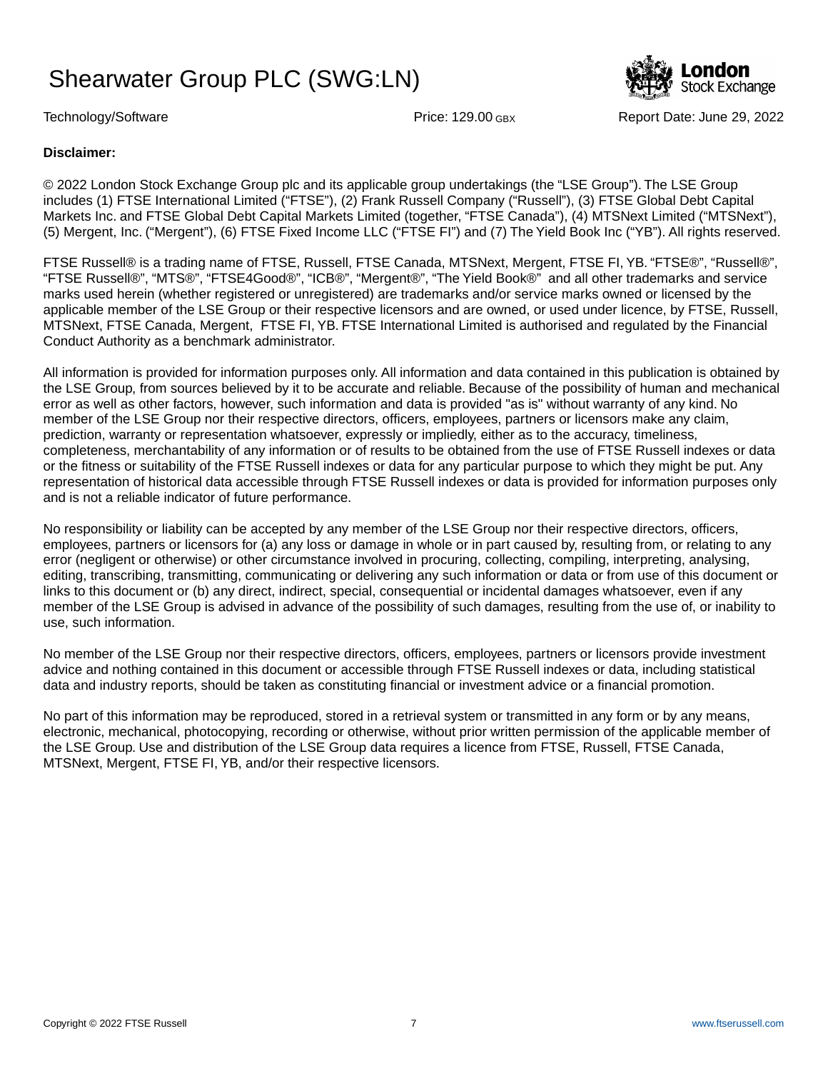# Shearwater Group PLC (SWG:LN)

Technology/Software Price: 129.00 GBX Report Date: June 29, 2022

**Disclaimer:**

© 2022 London Stock Exchange Group plc and its applicable group undertakings (the “LSE Group”). The LSE Group includes (1) FTSE International Limited (“FTSE”), (2) Frank Russell Company (“Russell”), (3) FTSE Global Debt Capital Markets Inc. and FTSE Global Debt Capital Markets Limited (together, “FTSE Canada”), (4) MTSNext Limited (“MTSNext”), (5) Mergent, Inc. (“Mergent”), (6) FTSE Fixed Income LLC (“FTSE FI”) and (7) The Yield Book Inc (“YB”). All rights reserved.

FTSE Russell® is a trading name of FTSE, Russell, FTSE Canada, MTSNext, Mergent, FTSE FI, YB. “FTSE®”, “Russell®”, “FTSE Russell®”, “MTS®”, “FTSE4Good®”, “ICB®”, “Mergent®”, “The Yield Book®” and all other trademarks and service marks used herein (whether registered or unregistered) are trademarks and/or service marks owned or licensed by the applicable member of the LSE Group or their respective licensors and are owned, or used under licence, by FTSE, Russell, MTSNext, FTSE Canada, Mergent, FTSE FI, YB. FTSE International Limited is authorised and regulated by the Financial Conduct Authority as a benchmark administrator.

All information is provided for information purposes only. All information and data contained in this publication is obtained by the LSE Group, from sources believed by it to be accurate and reliable. Because of the possibility of human and mechanical error as well as other factors, however, such information and data is provided "as is" without warranty of any kind. No member of the LSE Group nor their respective directors, officers, employees, partners or licensors make any claim, prediction, warranty or representation whatsoever, expressly or impliedly, either as to the accuracy, timeliness, completeness, merchantability of any information or of results to be obtained from the use of FTSE Russell indexes or data or the fitness or suitability of the FTSE Russell indexes or data for any particular purpose to which they might be put. Any representation of historical data accessible through FTSE Russell indexes or data is provided for information purposes only and is not a reliable indicator of future performance.

No responsibility or liability can be accepted by any member of the LSE Group nor their respective directors, officers, employees, partners or licensors for (a) any loss or damage in whole or in part caused by, resulting from, or relating to any error (negligent or otherwise) or other circumstance involved in procuring, collecting, compiling, interpreting, analysing, editing, transcribing, transmitting, communicating or delivering any such information or data or from use of this document or links to this document or (b) any direct, indirect, special, consequential or incidental damages whatsoever, even if any member of the LSE Group is advised in advance of the possibility of such damages, resulting from the use of, or inability to use, such information.

No member of the LSE Group nor their respective directors, officers, employees, partners or licensors provide investment advice and nothing contained in this document or accessible through FTSE Russell indexes or data, including statistical data and industry reports, should be taken as constituting financial or investment advice or a financial promotion.

No part of this information may be reproduced, stored in a retrieval system or transmitted in any form or by any means, electronic, mechanical, photocopying, recording or otherwise, without prior written permission of the applicable member of the LSE Group. Use and distribution of the LSE Group data requires a licence from FTSE, Russell, FTSE Canada, MTSNext, Mergent, FTSE FI, YB, and/or their respective licensors.